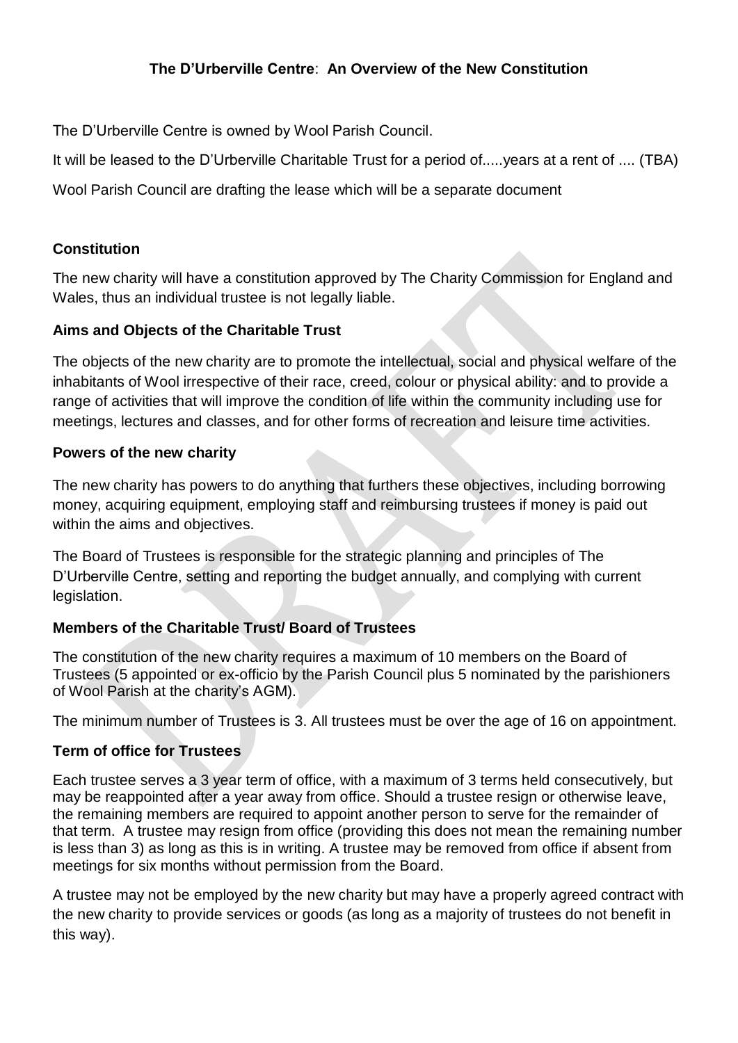# The D'Urberville Centre: An Overview of the New Constitution

The D'Urberville Centre is owned by Wool Parish Council.

It will be leased to the D'Urberville Charitable Trust for a period of.....years at a rent of .... (TBA)

Wool Parish Council are drafting the lease which will be a separate document

## Constitution

The new charity will have a constitution approved by The Charity Commission for England and Wales, thus an individual trustee is not legally liable.

## Aims and Objects of the Charitable Trust

The objects of the new charity are to promote the intellectual, social and physical welfare of the inhabitants of Wool irrespective of their race, creed, colour or physical ability: and to provide a range of activities that will improve the condition of life within the community including use for meetings, lectures and classes, and for other forms of recreation and leisure time activities.

## Powers of the new charity

The new charity has powers to do anything that furthers these objectives, including borrowing money, acquiring equipment, employing staff and reimbursing trustees if money is paid out within the aims and objectives.

The Board of Trustees is responsible for the strategic planning and principles of The D'Urberville Centre, setting and reporting the budget annually, and complying with current legislation.

## Members of the Charitable Trust/ Board of Trustees

The constitution of the new charity requires a maximum of 10 members on the Board of Trustees (5 appointed or ex-officio by the Parish Council plus 5 nominated by the parishioners of Wool Parish at the charity's AGM).

The minimum number of Trustees is 3. All trustees must be over the age of 16 on appointment.

## Term of office for Trustees

Each trustee serves a 3 year term of office, with a maximum of 3 terms held consecutively, but may be reappointed after a year away from office. Should a trustee resign or otherwise leave, the remaining members are required to appoint another person to serve for the remainder of that term. A trustee may resign from office (providing this does not mean the remaining number is less than 3) as long as this is in writing. A trustee may be removed from office if absent from meetings for six months without permission from the Board.

A trustee may not be employed by the new charity but may have a properly agreed contract with the new charity to provide services or goods (as long as a majority of trustees do not benefit in this way).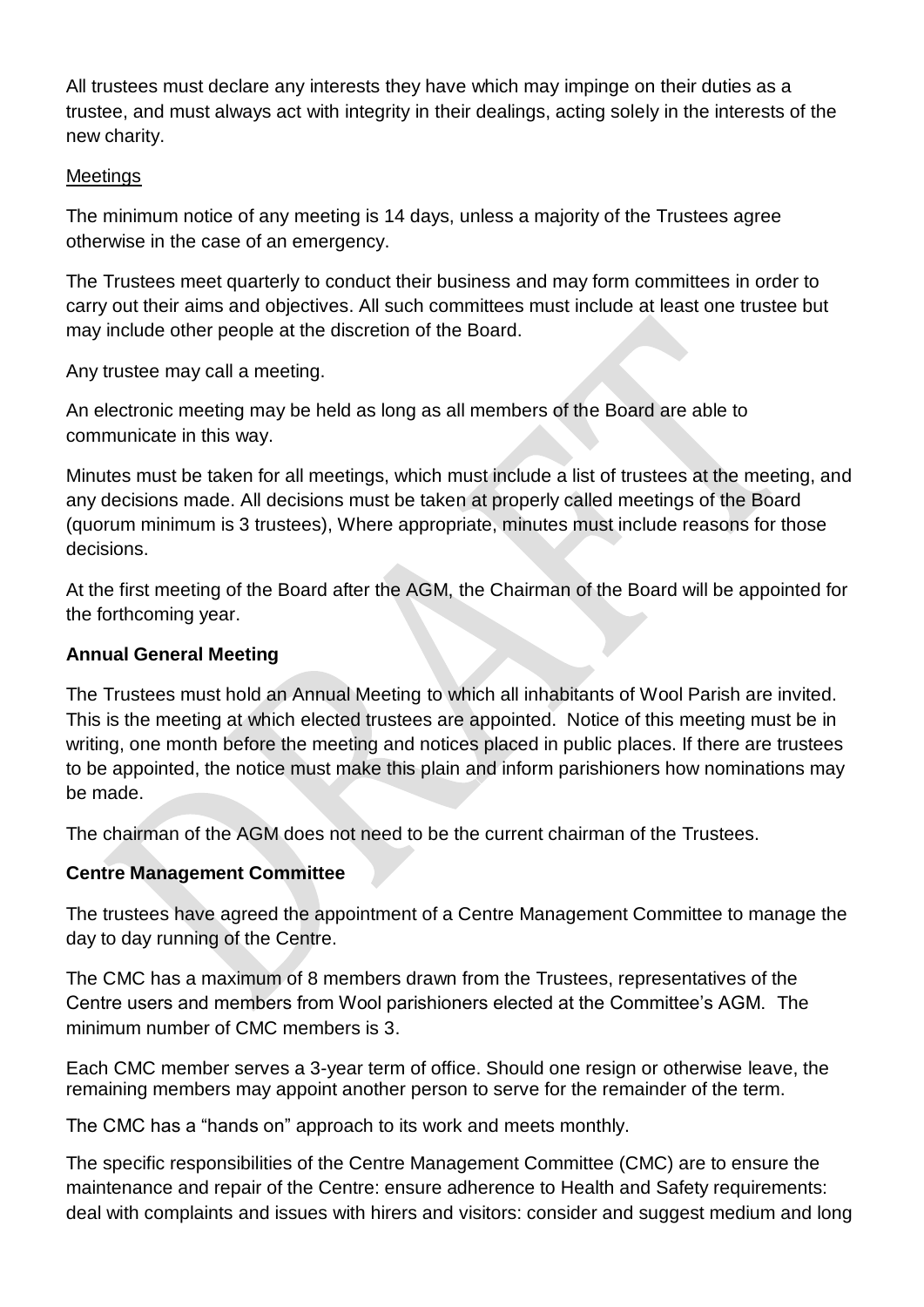All trustees must declare any interests they have which may impinge on their duties as a trustee, and must always act with integrity in their dealings, acting solely in the interests of the new charity.

Meetings

The minimum notice of any meeting is 14 days, unless a majority of the Trustees agree otherwise in the case of an emergency.

The Trustees meet quarterly to conduct their business and may form committees in order to carry out their aims and objectives. All such committees must include at least one trustee but may include other people at the discretion of the Board.

Any trustee may call a meeting.

An electronic meeting may be held as long as all members of the Board are able to communicate in this way.

Minutes must be taken for all meetings, which must include a list of trustees at the meeting, and any decisions made. All decisions must be taken at properly called meetings of the Board (quorum minimum is 3 trustees), Where appropriate, minutes must include reasons for those decisions.

At the first meeting of the Board after the AGM, the Chairman of the Board will be appointed for the forthcoming year.

**Annual General Meeting**

The Trustees must hold an Annual Meeting to which all inhabitants of Wool Parish are invited. This is the meeting at which elected trustees are appointed. Notice of this meeting must be in writing, one month before the meeting and notices placed in public places. If there are trustees to be appointed, the notice must make this plain and inform parishioners how nominations may be made.

The chairman of the AGM does not need to be the current chairman of the Trustees.

**Centre Management Committee**

The trustees have agreed the appointment of a Centre Management Committee to manage the day to day running of the Centre.

The CMC has a maximum of 8 members drawn from the Trustees, representatives of the Centre users and members from Wool parishioners elected at the Committee's AGM. The minimum number of CMC members is 3.

Each CMC member serves a 3-year term of office. Should one resign or otherwise leave, the remaining members may appoint another person to serve for the remainder of the term.

The CMC has a "hands on" approach to its work and meets monthly.

The specific responsibilities of the Centre Management Committee (CMC) are to ensure the maintenance and repair of the Centre: ensure adherence to Health and Safety requirements: deal with complaints and issues with hirers and visitors: consider and suggest medium and long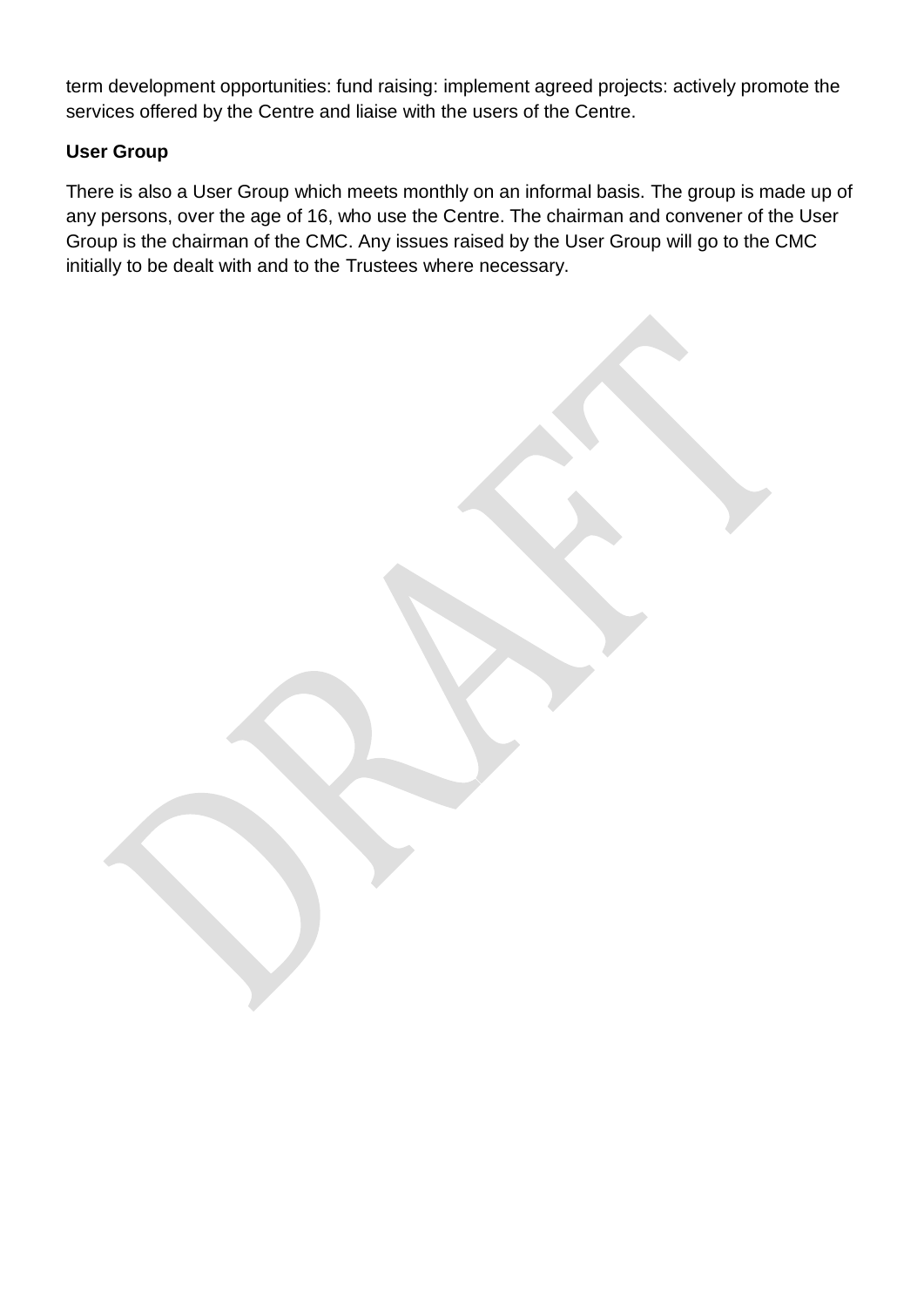term development opportunities: fund raising: implement agreed projects: actively promote the services offered by the Centre and liaise with the users of the Centre.

**User Group**

There is also a User Group which meets monthly on an informal basis. The group is made up of any persons, over the age of 16, who use the Centre. The chairman and convener of the User Group is the chairman of the CMC. Any issues raised by the User Group will go to the CMC initially to be dealt with and to the Trustees where necessary.